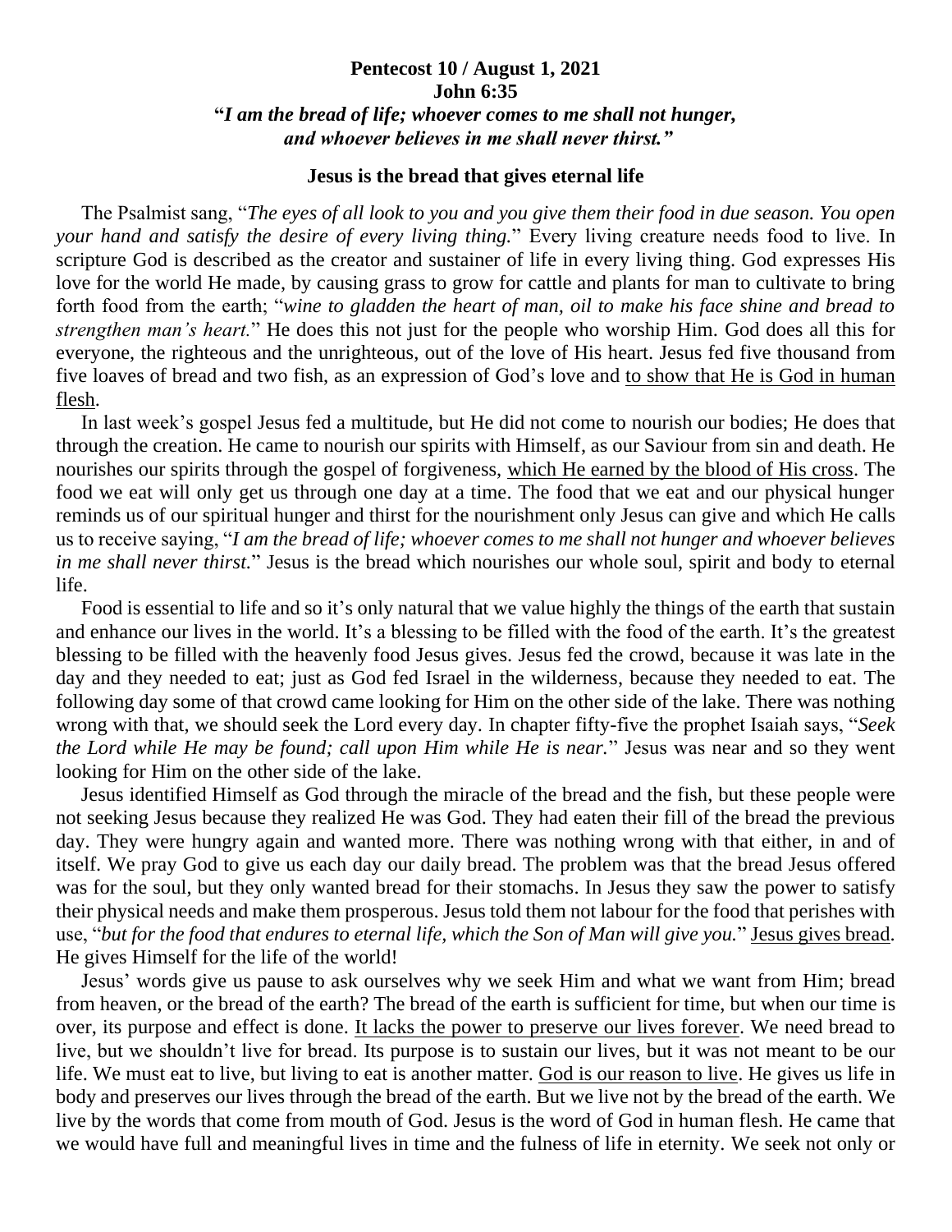**Pentecost 10 / August 1, 2021**
**John 6:35**
**"*I am the bread of life; whoever comes to me shall not hunger, and whoever believes in me shall never thirst.*"**

**Jesus is the bread that gives eternal life**

The Psalmist sang, "*The eyes of all look to you and you give them their food in due season. You open your hand and satisfy the desire of every living thing.*" Every living creature needs food to live. In scripture God is described as the creator and sustainer of life in every living thing. God expresses His love for the world He made, by causing grass to grow for cattle and plants for man to cultivate to bring forth food from the earth; "*wine to gladden the heart of man, oil to make his face shine and bread to strengthen man's heart.*" He does this not just for the people who worship Him. God does all this for everyone, the righteous and the unrighteous, out of the love of His heart. Jesus fed five thousand from five loaves of bread and two fish, as an expression of God's love and <u>to show that He is God in human flesh</u>.

In last week's gospel Jesus fed a multitude, but He did not come to nourish our bodies; He does that through the creation. He came to nourish our spirits with Himself, as our Saviour from sin and death. He nourishes our spirits through the gospel of forgiveness, <u>which He earned by the blood of His cross</u>. The food we eat will only get us through one day at a time. The food that we eat and our physical hunger reminds us of our spiritual hunger and thirst for the nourishment only Jesus can give and which He calls us to receive saying, "*I am the bread of life; whoever comes to me shall not hunger and whoever believes in me shall never thirst.*" Jesus is the bread which nourishes our whole soul, spirit and body to eternal life.

Food is essential to life and so it's only natural that we value highly the things of the earth that sustain and enhance our lives in the world. It's a blessing to be filled with the food of the earth. It's the greatest blessing to be filled with the heavenly food Jesus gives. Jesus fed the crowd, because it was late in the day and they needed to eat; just as God fed Israel in the wilderness, because they needed to eat. The following day some of that crowd came looking for Him on the other side of the lake. There was nothing wrong with that, we should seek the Lord every day. In chapter fifty-five the prophet Isaiah says, "*Seek the Lord while He may be found; call upon Him while He is near.*" Jesus was near and so they went looking for Him on the other side of the lake.

Jesus identified Himself as God through the miracle of the bread and the fish, but these people were not seeking Jesus because they realized He was God. They had eaten their fill of the bread the previous day. They were hungry again and wanted more. There was nothing wrong with that either, in and of itself. We pray God to give us each day our daily bread. The problem was that the bread Jesus offered was for the soul, but they only wanted bread for their stomachs. In Jesus they saw the power to satisfy their physical needs and make them prosperous. Jesus told them not labour for the food that perishes with use, "*but for the food that endures to eternal life, which the Son of Man will give you.*" <u>Jesus gives bread</u>. He gives Himself for the life of the world!

Jesus' words give us pause to ask ourselves why we seek Him and what we want from Him; bread from heaven, or the bread of the earth? The bread of the earth is sufficient for time, but when our time is over, its purpose and effect is done. <u>It lacks the power to preserve our lives forever</u>. We need bread to live, but we shouldn't live for bread. Its purpose is to sustain our lives, but it was not meant to be our life. We must eat to live, but living to eat is another matter. <u>God is our reason to live</u>. He gives us life in body and preserves our lives through the bread of the earth. But we live not by the bread of the earth. We live by the words that come from mouth of God. Jesus is the word of God in human flesh. He came that we would have full and meaningful lives in time and the fulness of life in eternity. We seek not only or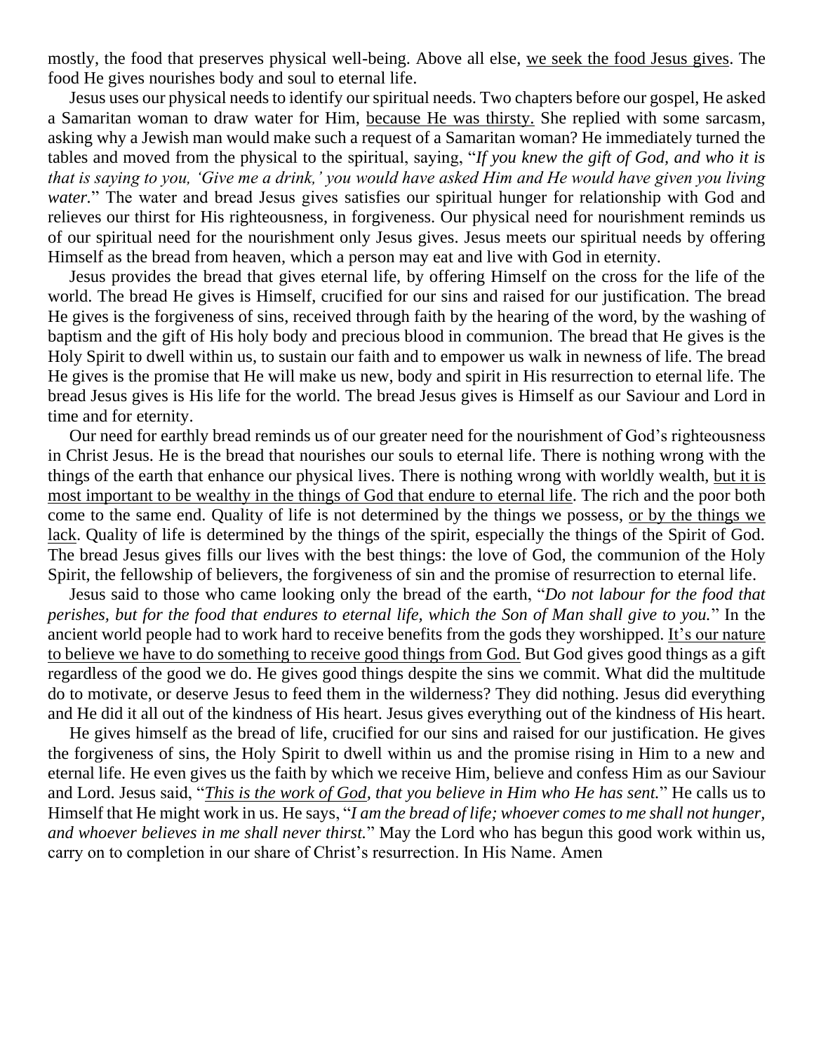mostly, the food that preserves physical well-being. Above all else, <u>we seek the food Jesus gives</u>. The food He gives nourishes body and soul to eternal life.

Jesus uses our physical needs to identify our spiritual needs. Two chapters before our gospel, He asked a Samaritan woman to draw water for Him, <u>because He was thirsty.</u> She replied with some sarcasm, asking why a Jewish man would make such a request of a Samaritan woman? He immediately turned the tables and moved from the physical to the spiritual, saying, "*If you knew the gift of God, and who it is that is saying to you, 'Give me a drink,' you would have asked Him and He would have given you living water.*" The water and bread Jesus gives satisfies our spiritual hunger for relationship with God and relieves our thirst for His righteousness, in forgiveness. Our physical need for nourishment reminds us of our spiritual need for the nourishment only Jesus gives. Jesus meets our spiritual needs by offering Himself as the bread from heaven, which a person may eat and live with God in eternity.

Jesus provides the bread that gives eternal life, by offering Himself on the cross for the life of the world. The bread He gives is Himself, crucified for our sins and raised for our justification. The bread He gives is the forgiveness of sins, received through faith by the hearing of the word, by the washing of baptism and the gift of His holy body and precious blood in communion. The bread that He gives is the Holy Spirit to dwell within us, to sustain our faith and to empower us walk in newness of life. The bread He gives is the promise that He will make us new, body and spirit in His resurrection to eternal life. The bread Jesus gives is His life for the world. The bread Jesus gives is Himself as our Saviour and Lord in time and for eternity.

Our need for earthly bread reminds us of our greater need for the nourishment of God's righteousness in Christ Jesus. He is the bread that nourishes our souls to eternal life. There is nothing wrong with the things of the earth that enhance our physical lives. There is nothing wrong with worldly wealth, <u>but it is most important to be wealthy in the things of God that endure to eternal life</u>. The rich and the poor both come to the same end. Quality of life is not determined by the things we possess, <u>or by the things we lack</u>. Quality of life is determined by the things of the spirit, especially the things of the Spirit of God. The bread Jesus gives fills our lives with the best things: the love of God, the communion of the Holy Spirit, the fellowship of believers, the forgiveness of sin and the promise of resurrection to eternal life.

Jesus said to those who came looking only the bread of the earth, "*Do not labour for the food that perishes, but for the food that endures to eternal life, which the Son of Man shall give to you.*" In the ancient world people had to work hard to receive benefits from the gods they worshipped. <u>It's our nature to believe we have to do something to receive good things from God.</u> But God gives good things as a gift regardless of the good we do. He gives good things despite the sins we commit. What did the multitude do to motivate, or deserve Jesus to feed them in the wilderness? They did nothing. Jesus did everything and He did it all out of the kindness of His heart. Jesus gives everything out of the kindness of His heart.

He gives himself as the bread of life, crucified for our sins and raised for our justification. He gives the forgiveness of sins, the Holy Spirit to dwell within us and the promise rising in Him to a new and eternal life. He even gives us the faith by which we receive Him, believe and confess Him as our Saviour and Lord. Jesus said, "<u>*This is the work of God*</u>*, that you believe in Him who He has sent.*" He calls us to Himself that He might work in us. He says, "*I am the bread of life; whoever comes to me shall not hunger, and whoever believes in me shall never thirst.*" May the Lord who has begun this good work within us, carry on to completion in our share of Christ's resurrection. In His Name. Amen